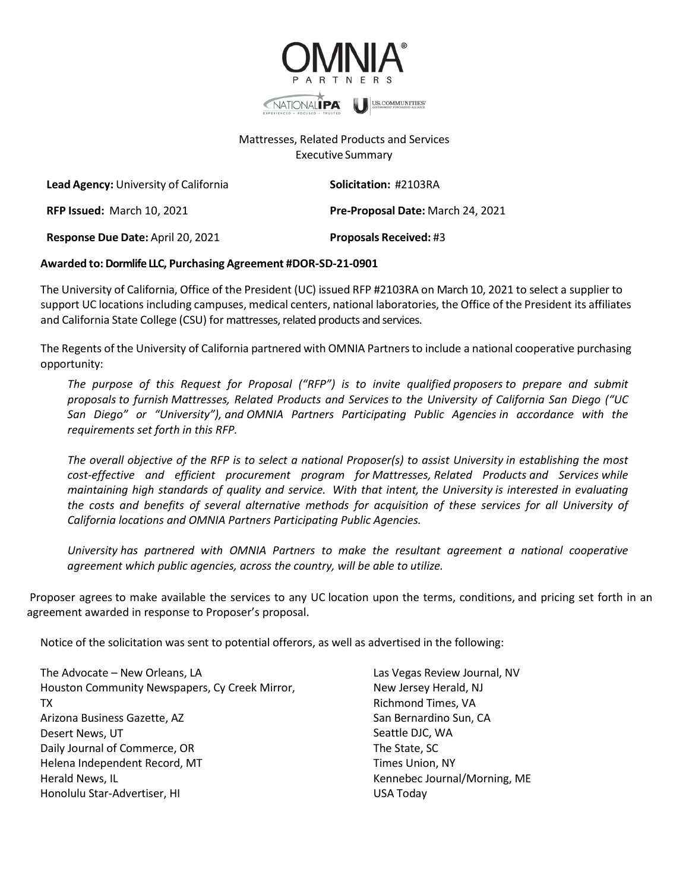# OMNIA PARTNERS

## Mattresses, Related Products and Services
## Executive Summary

| | |
|---|---|
| **Lead Agency:** University of California | **Solicitation:** #2103RA |
| **RFP Issued:** March 10, 2021 | **Pre-Proposal Date:** March 24, 2021 |
| **Response Due Date:** April 20, 2021 | **Proposals Received:** #3 |

**Awarded to: Dormlife LLC, Purchasing Agreement #DOR-SD-21-0901**

The University of California, Office of the President (UC) issued RFP #2103RA on March 10, 2021 to select a supplier to support UC locations including campuses, medical centers, national laboratories, the Office of the President its affiliates and California State College (CSU) for mattresses, related products and services.

The Regents of the University of California partnered with OMNIA Partners to include a national cooperative purchasing opportunity:

*The purpose of this Request for Proposal ("RFP") is to invite qualified proposers to prepare and submit proposals to furnish Mattresses, Related Products and Services to the University of California San Diego ("UC San Diego" or "University"), and OMNIA Partners Participating Public Agencies in accordance with the requirements set forth in this RFP.*

*The overall objective of the RFP is to select a national Proposer(s) to assist University in establishing the most cost-effective and efficient procurement program for Mattresses, Related Products and Services while maintaining high standards of quality and service. With that intent, the University is interested in evaluating the costs and benefits of several alternative methods for acquisition of these services for all University of California locations and OMNIA Partners Participating Public Agencies.*

*University has partnered with OMNIA Partners to make the resultant agreement a national cooperative agreement which public agencies, across the country, will be able to utilize.*

Proposer agrees to make available the services to any UC location upon the terms, conditions, and pricing set forth in an agreement awarded in response to Proposer's proposal.

Notice of the solicitation was sent to potential offerors, as well as advertised in the following:

- The Advocate – New Orleans, LA
- Houston Community Newspapers, Cy Creek Mirror, TX
- Arizona Business Gazette, AZ
- Desert News, UT
- Daily Journal of Commerce, OR
- Helena Independent Record, MT
- Herald News, IL
- Honolulu Star-Advertiser, HI
- Las Vegas Review Journal, NV
- New Jersey Herald, NJ
- Richmond Times, VA
- San Bernardino Sun, CA
- Seattle DJC, WA
- The State, SC
- Times Union, NY
- Kennebec Journal/Morning, ME
- USA Today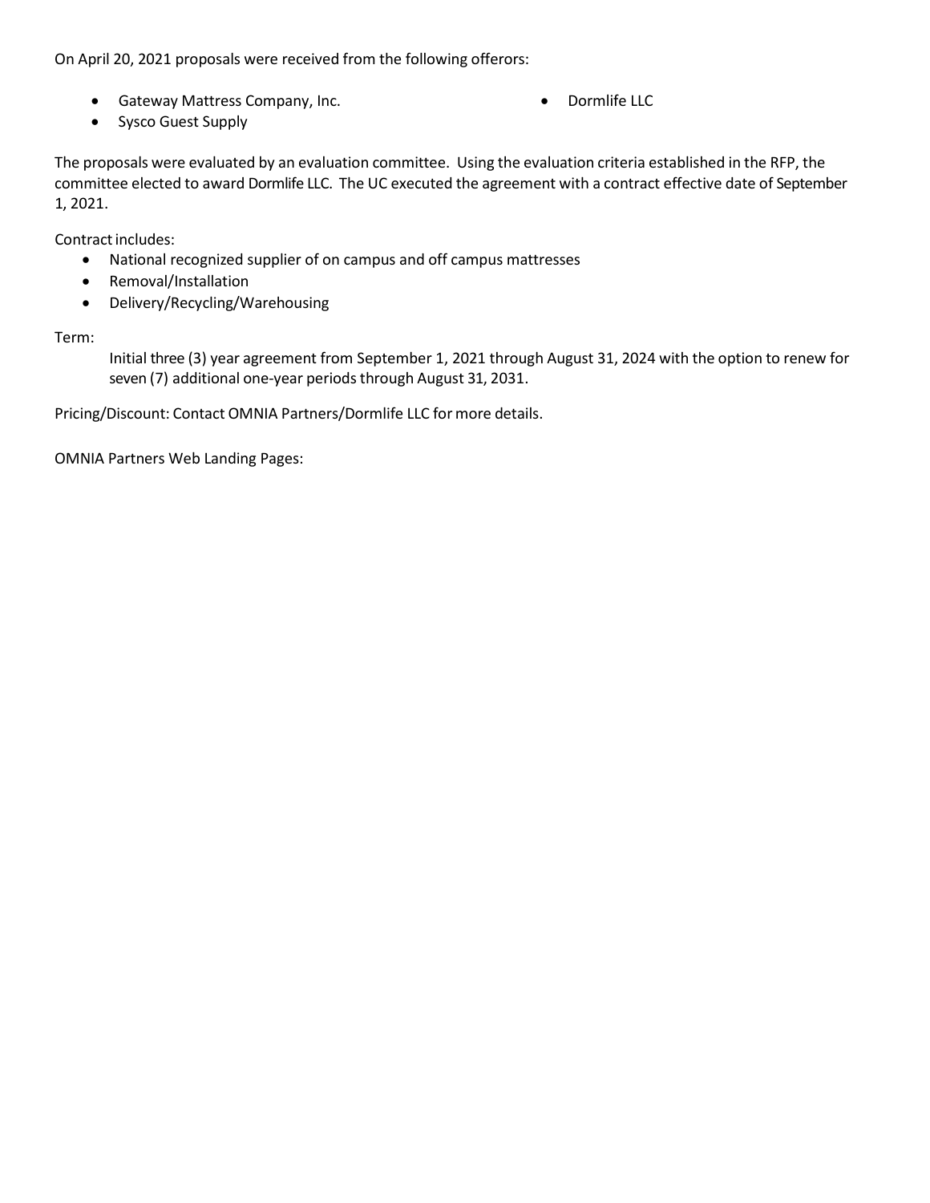On April 20, 2021 proposals were received from the following offerors:

- Gateway Mattress Company, Inc.
- Sysco Guest Supply
- Dormlife LLC

The proposals were evaluated by an evaluation committee. Using the evaluation criteria established in the RFP, the committee elected to award Dormlife LLC. The UC executed the agreement with a contract effective date of September 1, 2021.

Contract includes:

- National recognized supplier of on campus and off campus mattresses
- Removal/Installation
- Delivery/Recycling/Warehousing

Term:

Initial three (3) year agreement from September 1, 2021 through August 31, 2024 with the option to renew for seven (7) additional one-year periods through August 31, 2031.

Pricing/Discount: Contact OMNIA Partners/Dormlife LLC for more details.

OMNIA Partners Web Landing Pages: